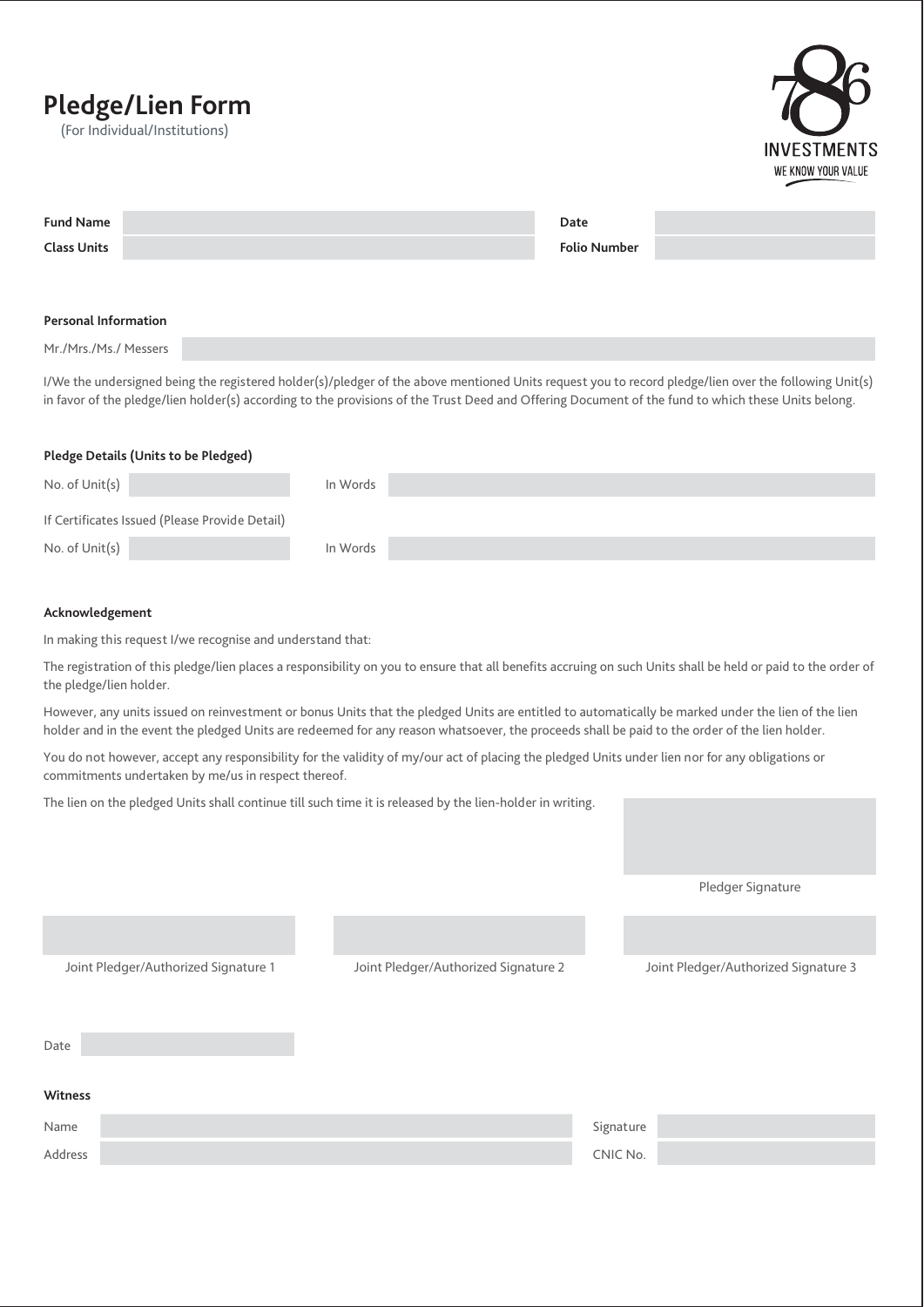# Pledge/Lien Form

(For Individual/Institutions)

786 INVESTMENTS
WE KNOW YOUR VALUE

| | | | |
|---|---|---|---|
| **Fund Name** | | **Date** | |
| **Class Units** | | **Folio Number** | |

**Personal Information**

Mr./Mrs./Ms./ Messers

I/We the undersigned being the registered holder(s)/pledger of the above mentioned Units request you to record pledge/lien over the following Unit(s) in favor of the pledge/lien holder(s) according to the provisions of the Trust Deed and Offering Document of the fund to which these Units belong.

**Pledge Details (Units to be Pledged)**

No. of Unit(s) | In Words

If Certificates Issued (Please Provide Detail)

No. of Unit(s) | In Words

**Acknowledgement**

In making this request I/we recognise and understand that:

The registration of this pledge/lien places a responsibility on you to ensure that all benefits accruing on such Units shall be held or paid to the order of the pledge/lien holder.

However, any units issued on reinvestment or bonus Units that the pledged Units are entitled to automatically be marked under the lien of the lien holder and in the event the pledged Units are redeemed for any reason whatsoever, the proceeds shall be paid to the order of the lien holder.

You do not however, accept any responsibility for the validity of my/our act of placing the pledged Units under lien nor for any obligations or commitments undertaken by me/us in respect thereof.

The lien on the pledged Units shall continue till such time it is released by the lien-holder in writing.

Pledger Signature

Joint Pledger/Authorized Signature 1

Joint Pledger/Authorized Signature 2

Joint Pledger/Authorized Signature 3

Date

**Witness**

| | | | |
|---|---|---|---|
| Name | | Signature | |
| Address | | CNIC No. | |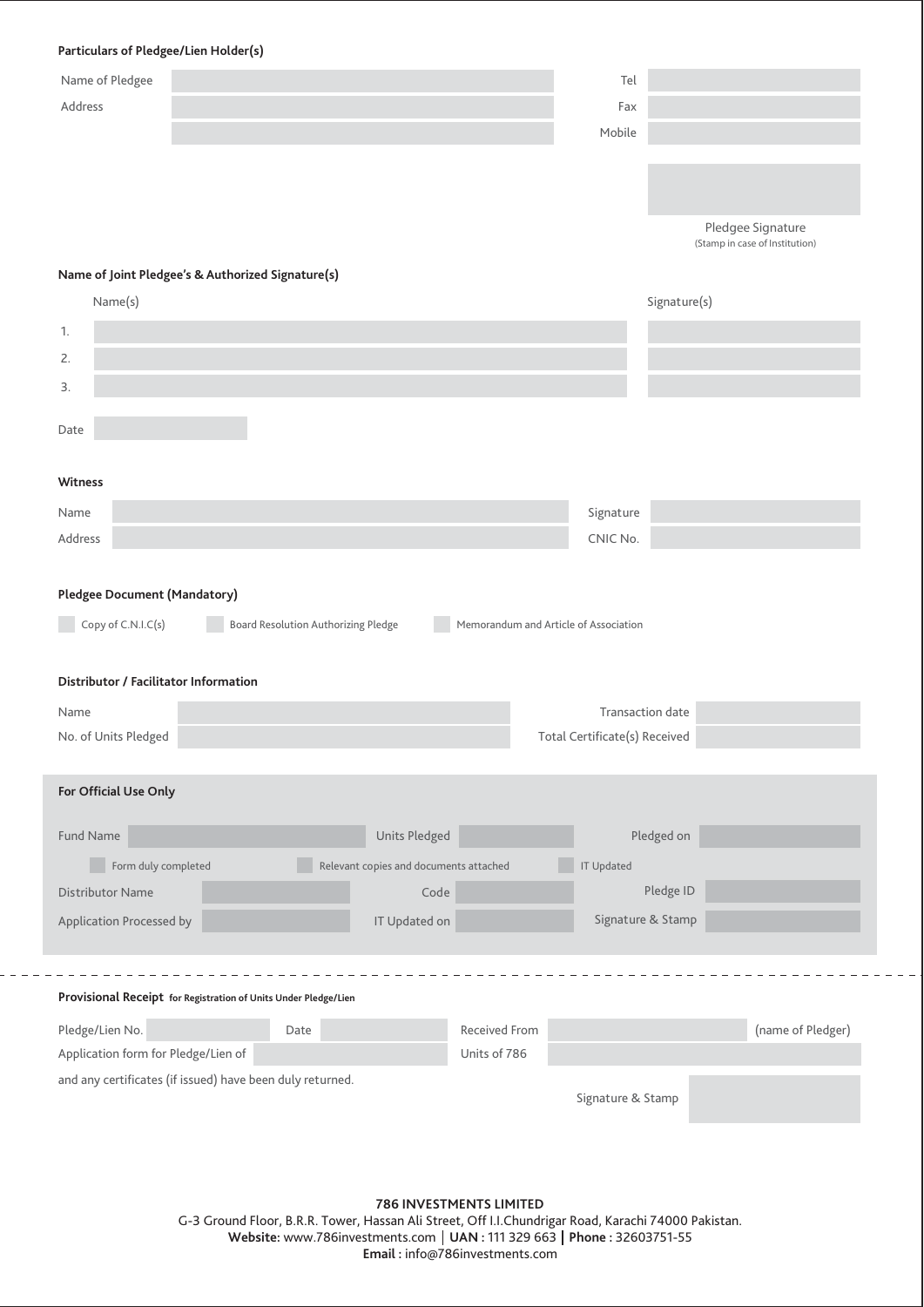### Particulars of Pledgee/Lien Holder(s)

| | | | |
|---|---|---|---|
| Name of Pledgee | | Tel | |
| Address | | Fax | |
| | | Mobile | |

Pledgee Signature
(Stamp in case of Institution)

### Name of Joint Pledgee's & Authorized Signature(s)

| | Name(s) | Signature(s) |
|---|---|---|
| 1. | | |
| 2. | | |
| 3. | | |

Date

### Witness

| | | | |
|---|---|---|---|
| Name | | Signature | |
| Address | | CNIC No. | |

### Pledgee Document (Mandatory)

- Copy of C.N.I.C(s)
- Board Resolution Authorizing Pledge
- Memorandum and Article of Association

### Distributor / Facilitator Information

| | | | |
|---|---|---|---|
| Name | | Transaction date | |
| No. of Units Pledged | | Total Certificate(s) Received | |

### For Official Use Only

| | | | | | |
|---|---|---|---|---|---|
| Fund Name | | Units Pledged | | Pledged on | |
| Form duly completed | | Relevant copies and documents attached | | IT Updated | |
| Distributor Name | | Code | | Pledge ID | |
| Application Processed by | | IT Updated on | | Signature & Stamp | |

---

### Provisional Receipt for Registration of Units Under Pledge/Lien

| | | | | | |
|---|---|---|---|---|---|
| Pledge/Lien No. | | Date | | Received From | (name of Pledger) |
| Application form for Pledge/Lien of | | | | Units of 786 | |

and any certificates (if issued) have been duly returned.

Signature & Stamp

**786 INVESTMENTS LIMITED**
G-3 Ground Floor, B.R.R. Tower, Hassan Ali Street, Off I.I.Chundrigar Road, Karachi 74000 Pakistan.
**Website:** www.786investments.com | **UAN** : 111 329 663 | **Phone** : 32603751-55
**Email** : info@786investments.com